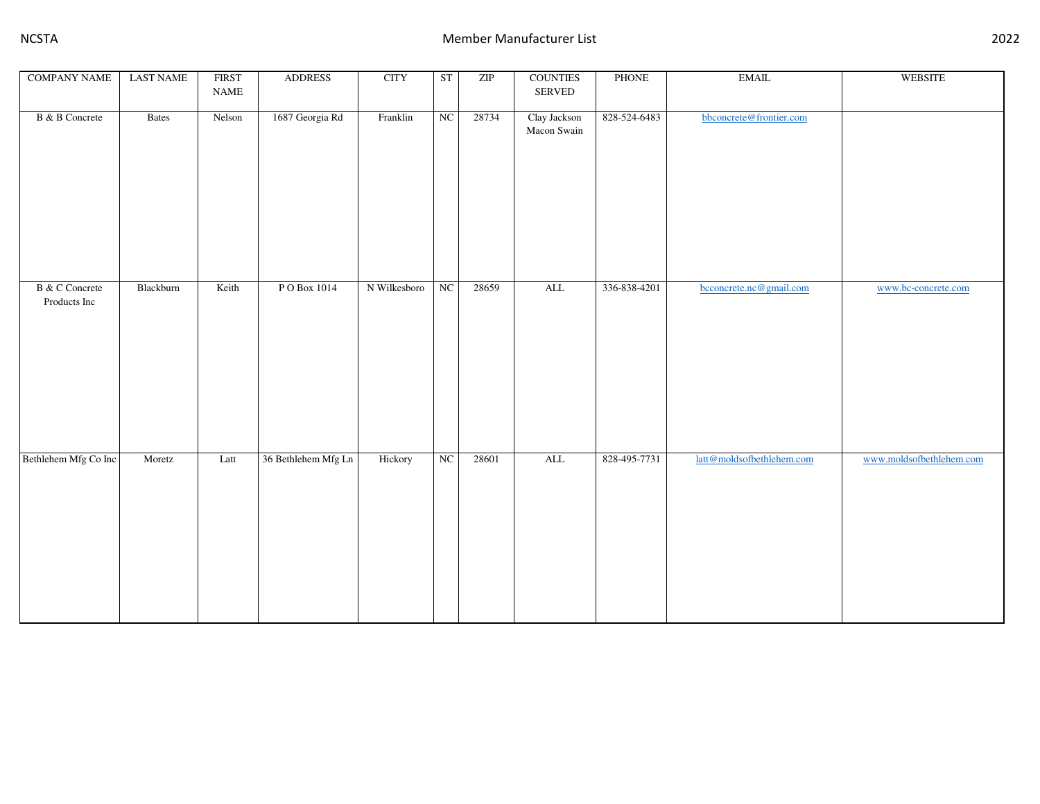# Member Manufacturer List

| COMPANY NAME | LAST NAME | FIRST NAME | ADDRESS | CITY | ST | ZIP | COUNTIES SERVED | PHONE | EMAIL | WEBSITE |
|---|---|---|---|---|---|---|---|---|---|---|
| B & B Concrete | Bates | Nelson | 1687 Georgia Rd | Franklin | NC | 28734 | Clay Jackson Macon Swain | 828-524-6483 | bbconcrete@frontier.com | |
| B & C Concrete Products Inc | Blackburn | Keith | P O Box 1014 | N Wilkesboro | NC | 28659 | ALL | 336-838-4201 | bcconcrete.nc@gmail.com | www.bc-concrete.com |
| Bethlehem Mfg Co Inc | Moretz | Latt | 36 Bethlehem Mfg Ln | Hickory | NC | 28601 | ALL | 828-495-7731 | latt@moldsofbethlehem.com | www.moldsofbethlehem.com |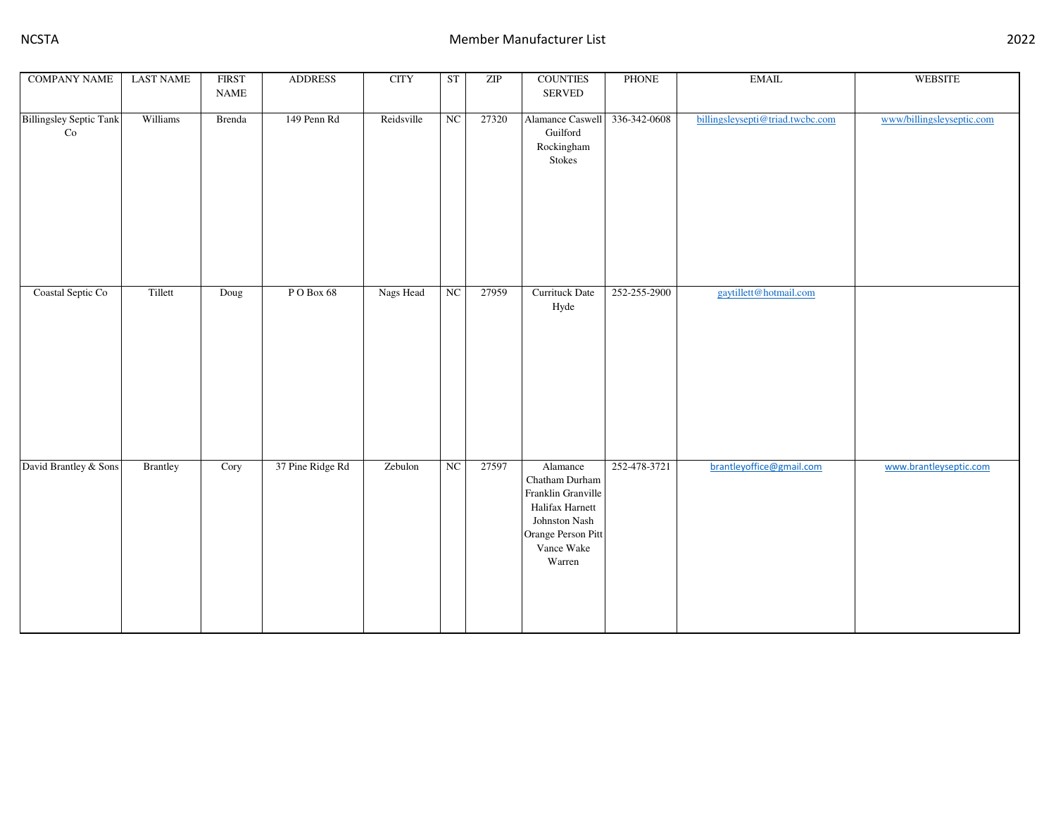| COMPANY NAME | LAST NAME | FIRST NAME | ADDRESS | CITY | ST | ZIP | COUNTIES SERVED | PHONE | EMAIL | WEBSITE |
|---|---|---|---|---|---|---|---|---|---|---|
| Billingsley Septic Tank Co | Williams | Brenda | 149 Penn Rd | Reidsville | NC | 27320 | Alamance Caswell Guilford Rockingham Stokes | 336-342-0608 | billingsleysepti@triad.twcbc.com | www/billingsleyseptic.com |
| Coastal Septic Co | Tillett | Doug | P O Box 68 | Nags Head | NC | 27959 | Currituck Date Hyde | 252-255-2900 | gaytillett@hotmail.com | |
| David Brantley & Sons | Brantley | Cory | 37 Pine Ridge Rd | Zebulon | NC | 27597 | Alamance Chatham Durham Franklin Granville Halifax Harnett Johnston Nash Orange Person Pitt Vance Wake Warren | 252-478-3721 | brantleyoffice@gmail.com | www.brantleyseptic.com |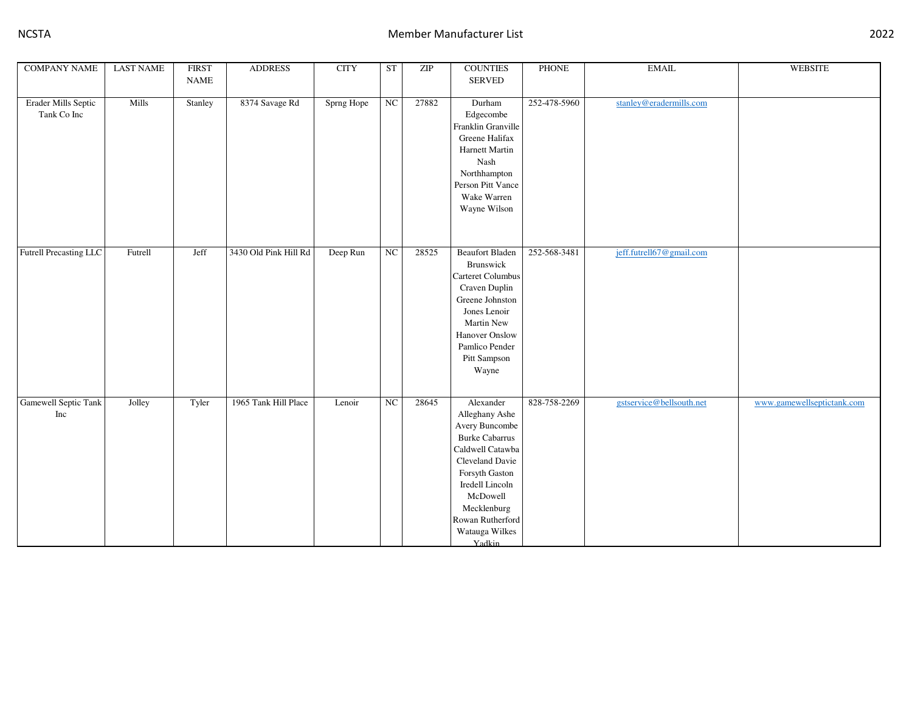| COMPANY NAME | LAST NAME | FIRST NAME | ADDRESS | CITY | ST | ZIP | COUNTIES SERVED | PHONE | EMAIL | WEBSITE |
|---|---|---|---|---|---|---|---|---|---|---|
| Erader Mills Septic Tank Co Inc | Mills | Stanley | 8374 Savage Rd | Sprng Hope | NC | 27882 | Durham Edgecombe Franklin Granville Greene Halifax Harnett Martin Nash Northhampton Person Pitt Vance Wake Warren Wayne Wilson | 252-478-5960 | stanley@eradermills.com | |
| Futrell Precasting LLC | Futrell | Jeff | 3430 Old Pink Hill Rd | Deep Run | NC | 28525 | Beaufort Bladen Brunswick Carteret Columbus Craven Duplin Greene Johnston Jones Lenoir Martin New Hanover Onslow Pamlico Pender Pitt Sampson Wayne | 252-568-3481 | jeff.futrell67@gmail.com | |
| Gamewell Septic Tank Inc | Jolley | Tyler | 1965 Tank Hill Place | Lenoir | NC | 28645 | Alexander Alleghany Ashe Avery Buncombe Burke Cabarrus Caldwell Catawba Cleveland Davie Forsyth Gaston Iredell Lincoln McDowell Mecklenburg Rowan Rutherford Watauga Wilkes Yadkin | 828-758-2269 | gstservice@bellsouth.net | www.gamewellseptictank.com |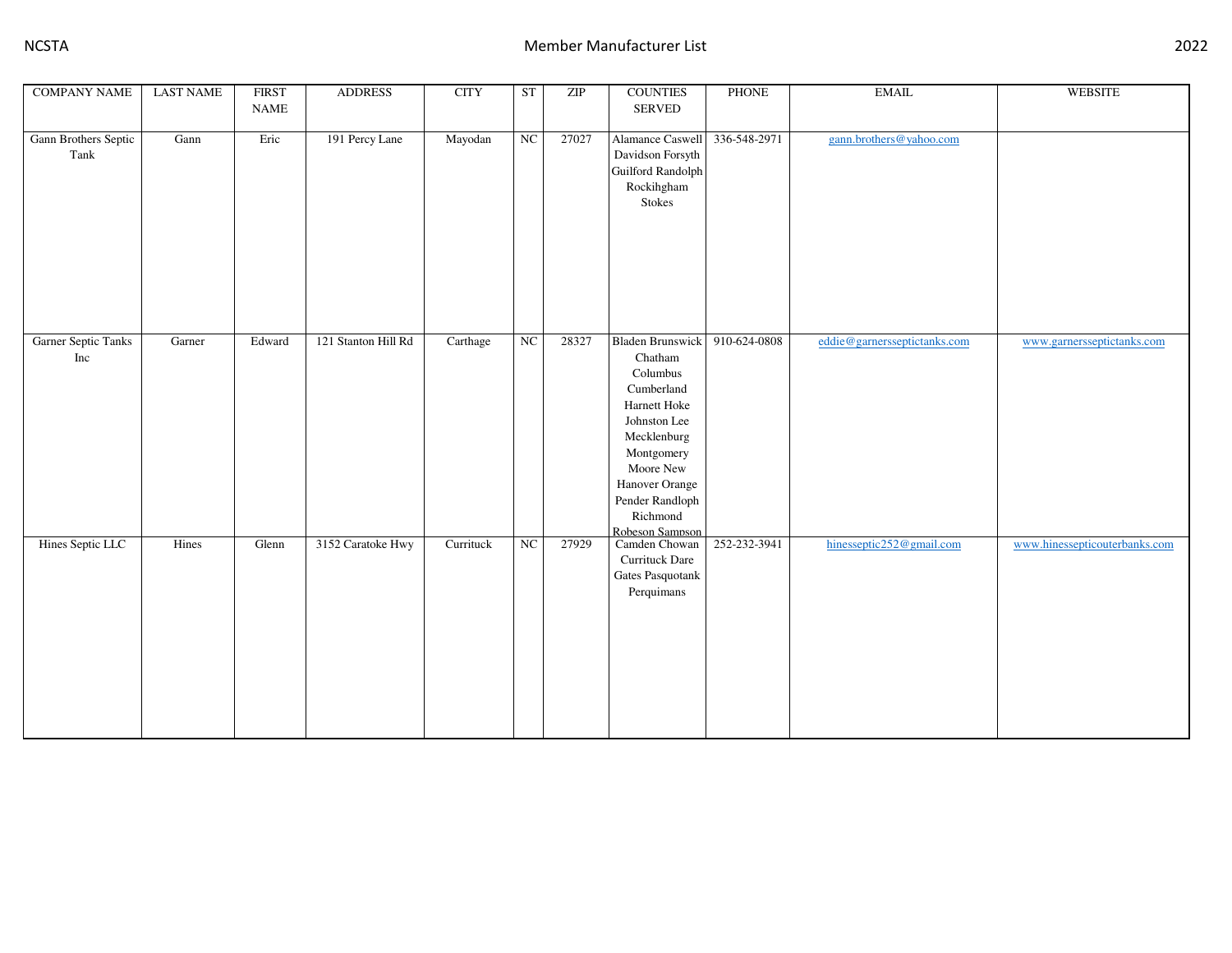| COMPANY NAME | LAST NAME | FIRST NAME | ADDRESS | CITY | ST | ZIP | COUNTIES SERVED | PHONE | EMAIL | WEBSITE |
|---|---|---|---|---|---|---|---|---|---|---|
| Gann Brothers Septic Tank | Gann | Eric | 191 Percy Lane | Mayodan | NC | 27027 | Alamance Caswell Davidson Forsyth Guilford Randolph Rockihgham Stokes | 336-548-2971 | gann.brothers@yahoo.com | |
| Garner Septic Tanks Inc | Garner | Edward | 121 Stanton Hill Rd | Carthage | NC | 28327 | Bladen Brunswick Chatham Columbus Cumberland Harnett Hoke Johnston Lee Mecklenburg Montgomery Moore New Hanover Orange Pender Randloph Richmond Robeson Sampson | 910-624-0808 | eddie@garnersseptictanks.com | www.garnersseptictanks.com |
| Hines Septic LLC | Hines | Glenn | 3152 Caratoke Hwy | Currituck | NC | 27929 | Camden Chowan Currituck Dare Gates Pasquotank Perquimans | 252-232-3941 | hinesseptic252@gmail.com | www.hinessepticouterbanks.com |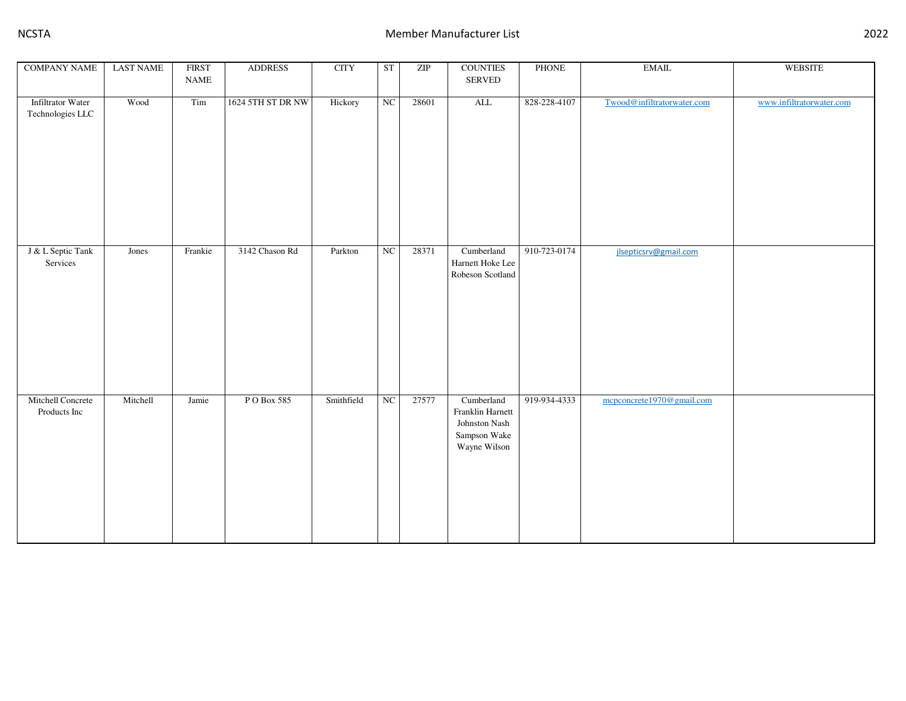| COMPANY NAME | LAST NAME | FIRST NAME | ADDRESS | CITY | ST | ZIP | COUNTIES SERVED | PHONE | EMAIL | WEBSITE |
|---|---|---|---|---|---|---|---|---|---|---|
| Infiltrator Water Technologies LLC | Wood | Tim | 1624 5TH ST DR NW | Hickory | NC | 28601 | ALL | 828-228-4107 | Twood@infiltratorwater.com | www.infiltratorwater.com |
| J & L Septic Tank Services | Jones | Frankie | 3142 Chason Rd | Parkton | NC | 28371 | Cumberland Harnett Hoke Lee Robeson Scotland | 910-723-0174 | jlsepticsrv@gmail.com | |
| Mitchell Concrete Products Inc | Mitchell | Jamie | P O Box 585 | Smithfield | NC | 27577 | Cumberland Franklin Harnett Johnston Nash Sampson Wake Wayne Wilson | 919-934-4333 | mcpconcrete1970@gmail.com | |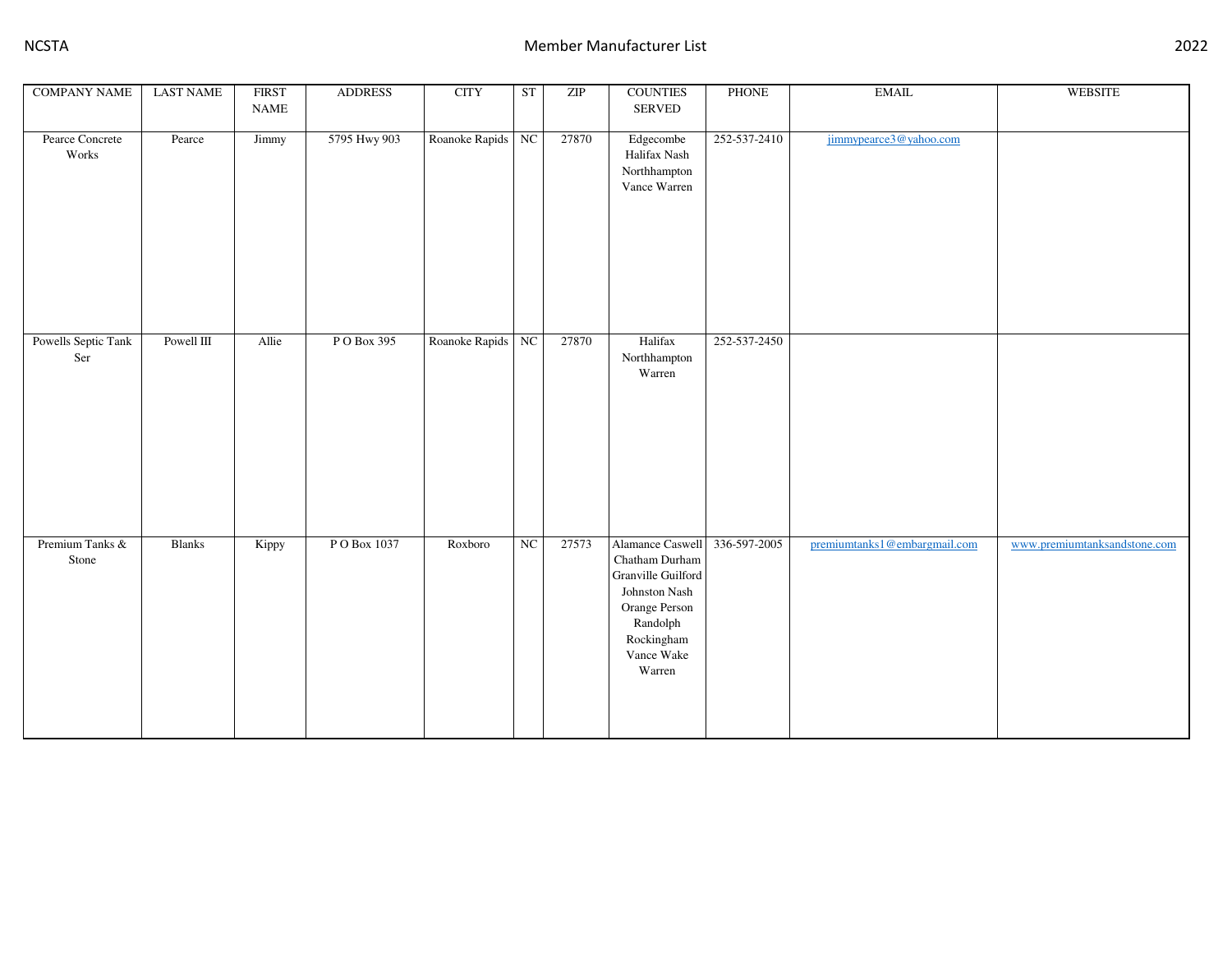| COMPANY NAME | LAST NAME | FIRST NAME | ADDRESS | CITY | ST | ZIP | COUNTIES SERVED | PHONE | EMAIL | WEBSITE |
|---|---|---|---|---|---|---|---|---|---|---|
| Pearce Concrete Works | Pearce | Jimmy | 5795 Hwy 903 | Roanoke Rapids | NC | 27870 | Edgecombe Halifax Nash Northhampton Vance Warren | 252-537-2410 | jimmypearce3@yahoo.com | |
| Powells Septic Tank Ser | Powell III | Allie | P O Box 395 | Roanoke Rapids | NC | 27870 | Halifax Northhampton Warren | 252-537-2450 | | |
| Premium Tanks & Stone | Blanks | Kippy | P O Box 1037 | Roxboro | NC | 27573 | Alamance Caswell Chatham Durham Granville Guilford Johnston Nash Orange Person Randolph Rockingham Vance Wake Warren | 336-597-2005 | premiumtanks1@embargmail.com | www.premiumtanksandstone.com |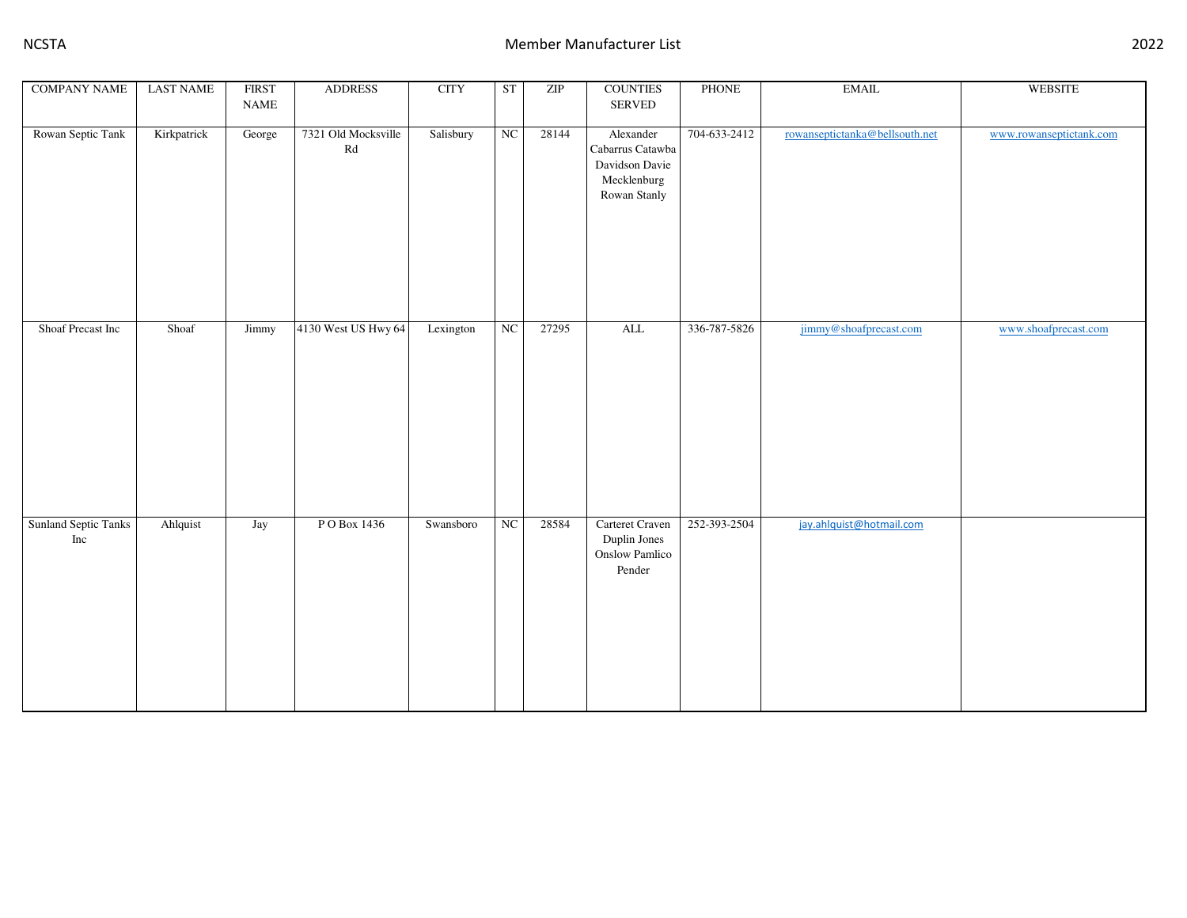| COMPANY NAME | LAST NAME | FIRST NAME | ADDRESS | CITY | ST | ZIP | COUNTIES SERVED | PHONE | EMAIL | WEBSITE |
|---|---|---|---|---|---|---|---|---|---|---|
| Rowan Septic Tank | Kirkpatrick | George | 7321 Old Mocksville Rd | Salisbury | NC | 28144 | Alexander Cabarrus Catawba Davidson Davie Mecklenburg Rowan Stanly | 704-633-2412 | rowanseptictanka@bellsouth.net | www.rowanseptictank.com |
| Shoaf Precast Inc | Shoaf | Jimmy | 4130 West US Hwy 64 | Lexington | NC | 27295 | ALL | 336-787-5826 | jimmy@shoafprecast.com | www.shoafprecast.com |
| Sunland Septic Tanks Inc | Ahlquist | Jay | P O Box 1436 | Swansboro | NC | 28584 | Carteret Craven Duplin Jones Onslow Pamlico Pender | 252-393-2504 | jay.ahlquist@hotmail.com | |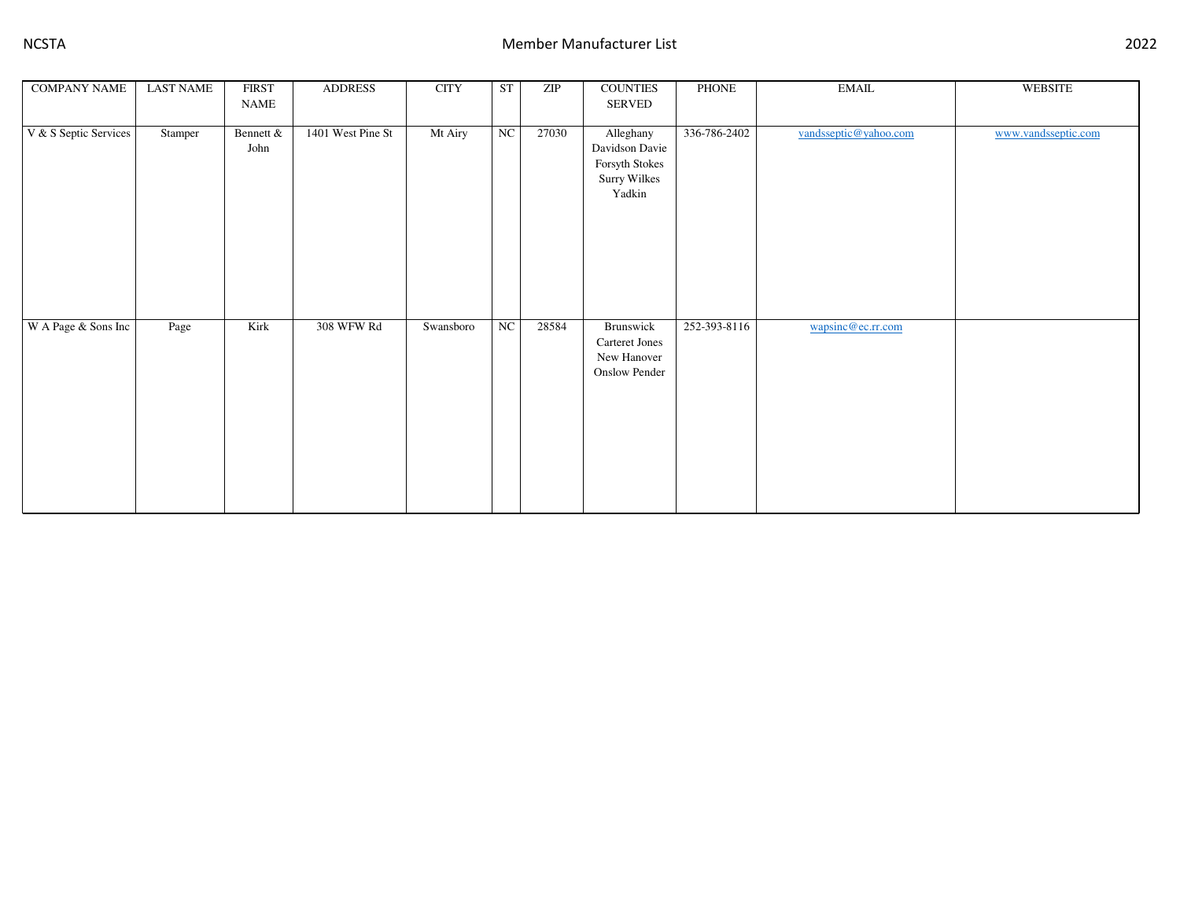| COMPANY NAME | LAST NAME | FIRST NAME | ADDRESS | CITY | ST | ZIP | COUNTIES SERVED | PHONE | EMAIL | WEBSITE |
|---|---|---|---|---|---|---|---|---|---|---|
| V & S Septic Services | Stamper | Bennett & John | 1401 West Pine St | Mt Airy | NC | 27030 | Alleghany Davidson Davie Forsyth Stokes Surry Wilkes Yadkin | 336-786-2402 | vandsseptic@yahoo.com | www.vandsseptic.com |
| W A Page & Sons Inc | Page | Kirk | 308 WFW Rd | Swansboro | NC | 28584 | Brunswick Carteret Jones New Hanover Onslow Pender | 252-393-8116 | wapsinc@ec.rr.com | |